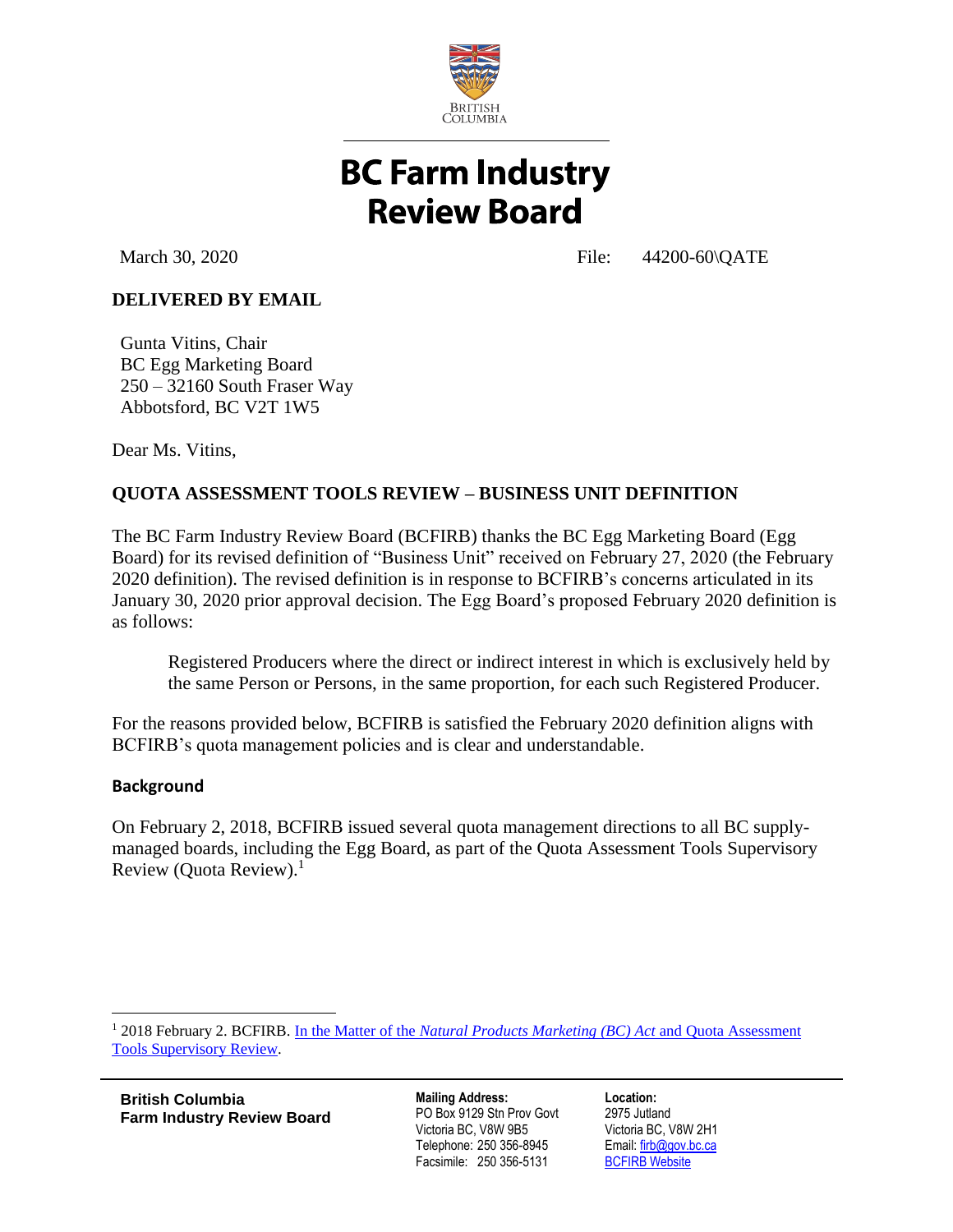BRITISH COLUMBIA

# BC Farm Industry Review Board

March 30, 2020 File: 44200-60\QATE

**DELIVERED BY EMAIL**

Gunta Vitins, Chair
BC Egg Marketing Board
250 – 32160 South Fraser Way
Abbotsford, BC V2T 1W5

Dear Ms. Vitins,

**QUOTA ASSESSMENT TOOLS REVIEW – BUSINESS UNIT DEFINITION**

The BC Farm Industry Review Board (BCFIRB) thanks the BC Egg Marketing Board (Egg Board) for its revised definition of "Business Unit" received on February 27, 2020 (the February 2020 definition). The revised definition is in response to BCFIRB's concerns articulated in its January 30, 2020 prior approval decision. The Egg Board's proposed February 2020 definition is as follows:

> Registered Producers where the direct or indirect interest in which is exclusively held by the same Person or Persons, in the same proportion, for each such Registered Producer.

For the reasons provided below, BCFIRB is satisfied the February 2020 definition aligns with BCFIRB's quota management policies and is clear and understandable.

### Background

On February 2, 2018, BCFIRB issued several quota management directions to all BC supply-managed boards, including the Egg Board, as part of the Quota Assessment Tools Supervisory Review (Quota Review).[1]

[1] 2018 February 2. BCFIRB. In the Matter of the *Natural Products Marketing (BC) Act* and Quota Assessment Tools Supervisory Review.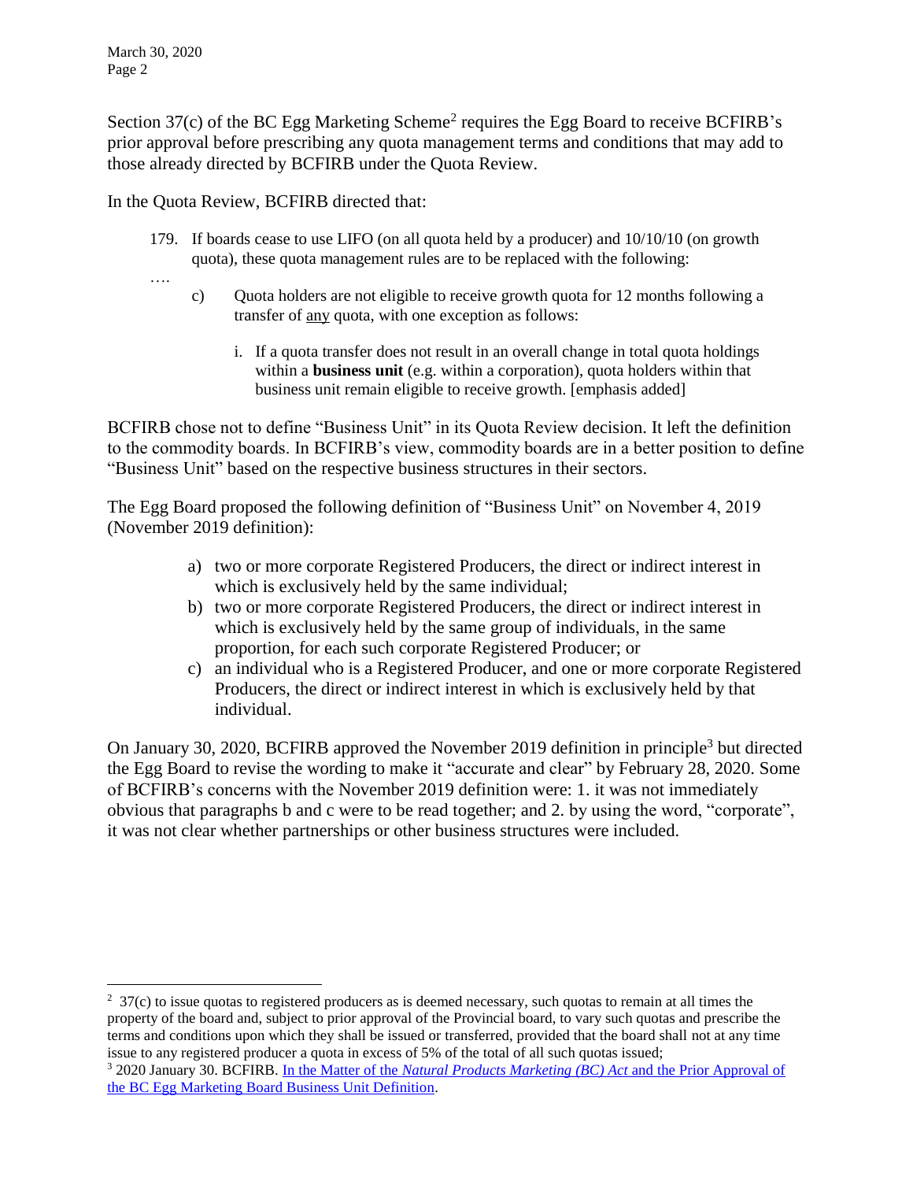Section 37(c) of the BC Egg Marketing Scheme[2] requires the Egg Board to receive BCFIRB's prior approval before prescribing any quota management terms and conditions that may add to those already directed by BCFIRB under the Quota Review.

In the Quota Review, BCFIRB directed that:

> 179. If boards cease to use LIFO (on all quota held by a producer) and 10/10/10 (on growth quota), these quota management rules are to be replaced with the following:
>
> ….
>
> c) Quota holders are not eligible to receive growth quota for 12 months following a transfer of <u>any</u> quota, with one exception as follows:
>
> i. If a quota transfer does not result in an overall change in total quota holdings within a **business unit** (e.g. within a corporation), quota holders within that business unit remain eligible to receive growth. [emphasis added]

BCFIRB chose not to define "Business Unit" in its Quota Review decision. It left the definition to the commodity boards. In BCFIRB's view, commodity boards are in a better position to define "Business Unit" based on the respective business structures in their sectors.

The Egg Board proposed the following definition of "Business Unit" on November 4, 2019 (November 2019 definition):

> a) two or more corporate Registered Producers, the direct or indirect interest in which is exclusively held by the same individual;
> b) two or more corporate Registered Producers, the direct or indirect interest in which is exclusively held by the same group of individuals, in the same proportion, for each such corporate Registered Producer; or
> c) an individual who is a Registered Producer, and one or more corporate Registered Producers, the direct or indirect interest in which is exclusively held by that individual.

On January 30, 2020, BCFIRB approved the November 2019 definition in principle[3] but directed the Egg Board to revise the wording to make it "accurate and clear" by February 28, 2020. Some of BCFIRB's concerns with the November 2019 definition were: 1. it was not immediately obvious that paragraphs b and c were to be read together; and 2. by using the word, "corporate", it was not clear whether partnerships or other business structures were included.

---

[2] 37(c) to issue quotas to registered producers as is deemed necessary, such quotas to remain at all times the property of the board and, subject to prior approval of the Provincial board, to vary such quotas and prescribe the terms and conditions upon which they shall be issued or transferred, provided that the board shall not at any time issue to any registered producer a quota in excess of 5% of the total of all such quotas issued;

[3] 2020 January 30. BCFIRB. In the Matter of the *Natural Products Marketing (BC) Act* and the Prior Approval of the BC Egg Marketing Board Business Unit Definition.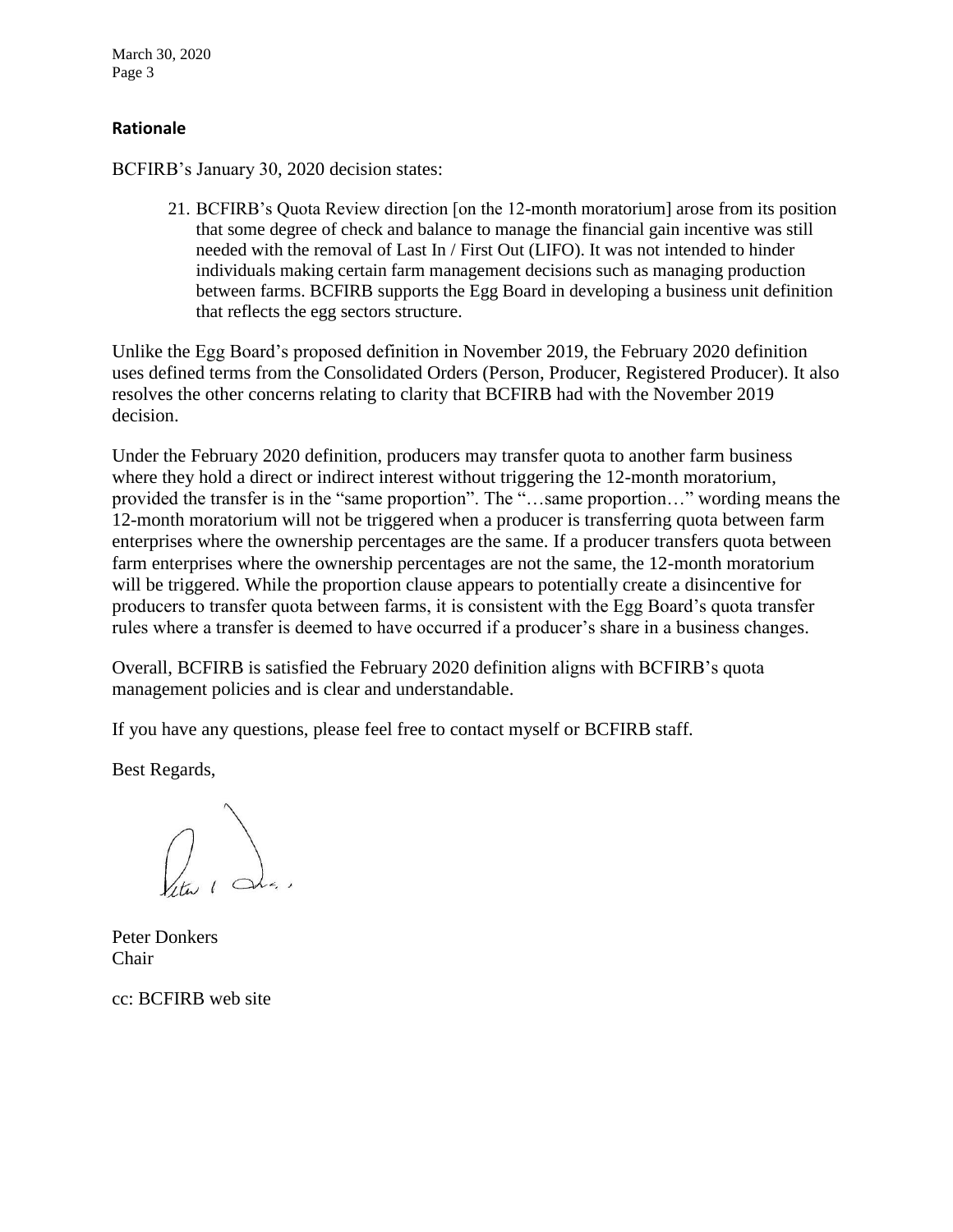## Rationale

BCFIRB's January 30, 2020 decision states:

> 21. BCFIRB's Quota Review direction [on the 12-month moratorium] arose from its position that some degree of check and balance to manage the financial gain incentive was still needed with the removal of Last In / First Out (LIFO). It was not intended to hinder individuals making certain farm management decisions such as managing production between farms. BCFIRB supports the Egg Board in developing a business unit definition that reflects the egg sectors structure.

Unlike the Egg Board's proposed definition in November 2019, the February 2020 definition uses defined terms from the Consolidated Orders (Person, Producer, Registered Producer). It also resolves the other concerns relating to clarity that BCFIRB had with the November 2019 decision.

Under the February 2020 definition, producers may transfer quota to another farm business where they hold a direct or indirect interest without triggering the 12-month moratorium, provided the transfer is in the "same proportion". The "…same proportion…" wording means the 12-month moratorium will not be triggered when a producer is transferring quota between farm enterprises where the ownership percentages are the same. If a producer transfers quota between farm enterprises where the ownership percentages are not the same, the 12-month moratorium will be triggered. While the proportion clause appears to potentially create a disincentive for producers to transfer quota between farms, it is consistent with the Egg Board's quota transfer rules where a transfer is deemed to have occurred if a producer's share in a business changes.

Overall, BCFIRB is satisfied the February 2020 definition aligns with BCFIRB's quota management policies and is clear and understandable.

If you have any questions, please feel free to contact myself or BCFIRB staff.

Best Regards,

Peter Donkers
Chair

cc: BCFIRB web site